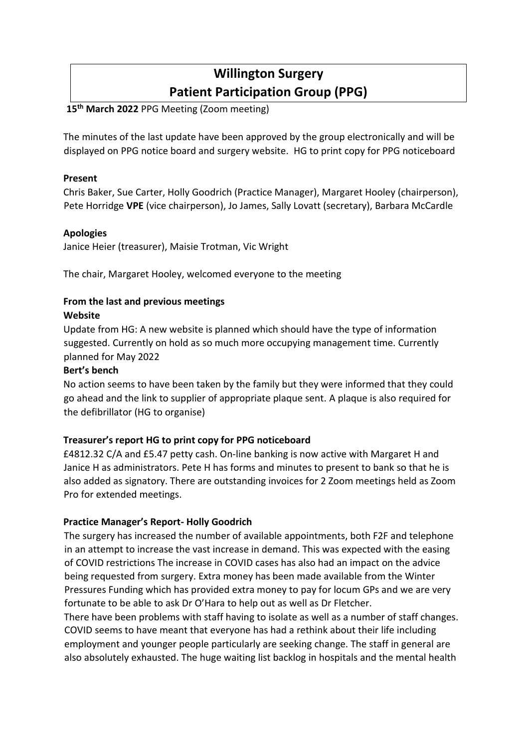# Willington Surgery
# Patient Participation Group (PPG)

**15th March 2022** PPG Meeting (Zoom meeting)

The minutes of the last update have been approved by the group electronically and will be displayed on PPG notice board and surgery website. HG to print copy for PPG noticeboard

**Present**

Chris Baker, Sue Carter, Holly Goodrich (Practice Manager), Margaret Hooley (chairperson), Pete Horridge **VPE** (vice chairperson), Jo James, Sally Lovatt (secretary), Barbara McCardle

**Apologies**

Janice Heier (treasurer), Maisie Trotman, Vic Wright

The chair, Margaret Hooley, welcomed everyone to the meeting

**From the last and previous meetings**

**Website**

Update from HG: A new website is planned which should have the type of information suggested. Currently on hold as so much more occupying management time. Currently planned for May 2022

**Bert's bench**

No action seems to have been taken by the family but they were informed that they could go ahead and the link to supplier of appropriate plaque sent. A plaque is also required for the defibrillator (HG to organise)

**Treasurer's report HG to print copy for PPG noticeboard**

£4812.32 C/A and £5.47 petty cash. On-line banking is now active with Margaret H and Janice H as administrators. Pete H has forms and minutes to present to bank so that he is also added as signatory. There are outstanding invoices for 2 Zoom meetings held as Zoom Pro for extended meetings.

**Practice Manager's Report- Holly Goodrich**

The surgery has increased the number of available appointments, both F2F and telephone in an attempt to increase the vast increase in demand. This was expected with the easing of COVID restrictions The increase in COVID cases has also had an impact on the advice being requested from surgery. Extra money has been made available from the Winter Pressures Funding which has provided extra money to pay for locum GPs and we are very fortunate to be able to ask Dr O'Hara to help out as well as Dr Fletcher.

There have been problems with staff having to isolate as well as a number of staff changes. COVID seems to have meant that everyone has had a rethink about their life including employment and younger people particularly are seeking change. The staff in general are also absolutely exhausted. The huge waiting list backlog in hospitals and the mental health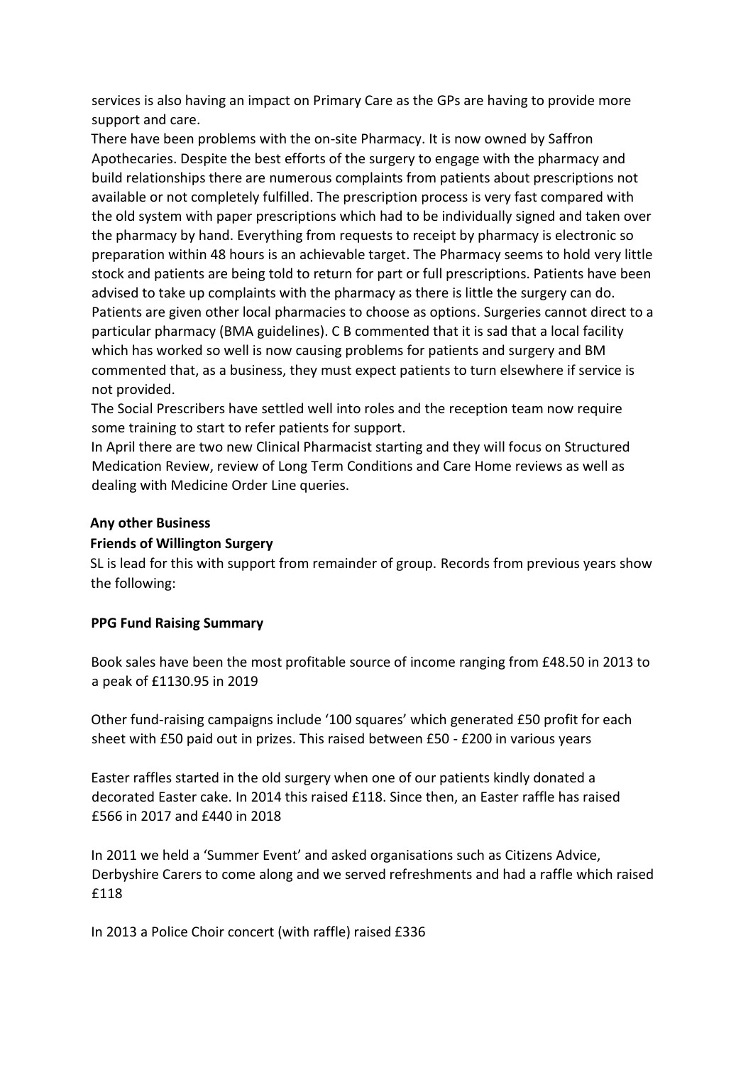services is also having an impact on Primary Care as the GPs are having to provide more support and care.

There have been problems with the on-site Pharmacy. It is now owned by Saffron Apothecaries. Despite the best efforts of the surgery to engage with the pharmacy and build relationships there are numerous complaints from patients about prescriptions not available or not completely fulfilled. The prescription process is very fast compared with the old system with paper prescriptions which had to be individually signed and taken over the pharmacy by hand. Everything from requests to receipt by pharmacy is electronic so preparation within 48 hours is an achievable target. The Pharmacy seems to hold very little stock and patients are being told to return for part or full prescriptions. Patients have been advised to take up complaints with the pharmacy as there is little the surgery can do. Patients are given other local pharmacies to choose as options. Surgeries cannot direct to a particular pharmacy (BMA guidelines). C B commented that it is sad that a local facility which has worked so well is now causing problems for patients and surgery and BM commented that, as a business, they must expect patients to turn elsewhere if service is not provided.

The Social Prescribers have settled well into roles and the reception team now require some training to start to refer patients for support.

In April there are two new Clinical Pharmacist starting and they will focus on Structured Medication Review, review of Long Term Conditions and Care Home reviews as well as dealing with Medicine Order Line queries.

**Any other Business**

**Friends of Willington Surgery**

SL is lead for this with support from remainder of group. Records from previous years show the following:

**PPG Fund Raising Summary**

Book sales have been the most profitable source of income ranging from £48.50 in 2013 to a peak of £1130.95 in 2019

Other fund-raising campaigns include '100 squares' which generated £50 profit for each sheet with £50 paid out in prizes. This raised between £50 - £200 in various years

Easter raffles started in the old surgery when one of our patients kindly donated a decorated Easter cake. In 2014 this raised £118. Since then, an Easter raffle has raised £566 in 2017 and £440 in 2018

In 2011 we held a 'Summer Event' and asked organisations such as Citizens Advice, Derbyshire Carers to come along and we served refreshments and had a raffle which raised £118

In 2013 a Police Choir concert (with raffle) raised £336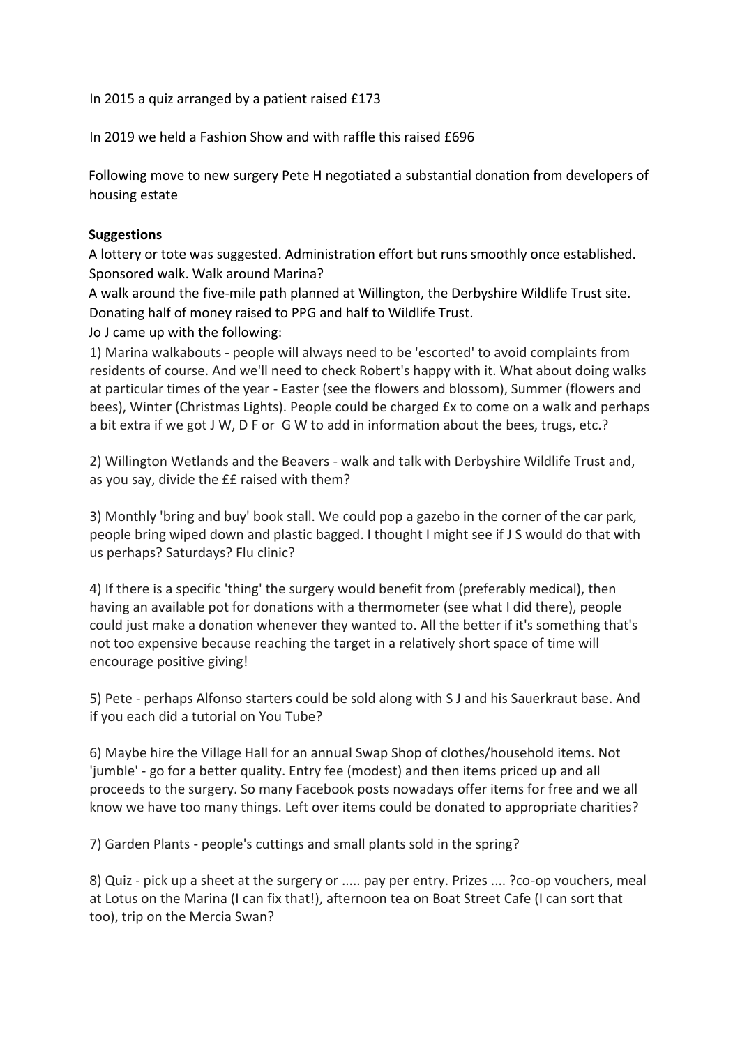In 2015 a quiz arranged by a patient raised £173

In 2019 we held a Fashion Show and with raffle this raised £696

Following move to new surgery Pete H negotiated a substantial donation from developers of housing estate

**Suggestions**

A lottery or tote was suggested. Administration effort but runs smoothly once established.
Sponsored walk. Walk around Marina?
A walk around the five-mile path planned at Willington, the Derbyshire Wildlife Trust site. Donating half of money raised to PPG and half to Wildlife Trust.
Jo J came up with the following:

1) Marina walkabouts - people will always need to be 'escorted' to avoid complaints from residents of course. And we'll need to check Robert's happy with it. What about doing walks at particular times of the year - Easter (see the flowers and blossom), Summer (flowers and bees), Winter (Christmas Lights). People could be charged £x to come on a walk and perhaps a bit extra if we got J W, D F or G W to add in information about the bees, trugs, etc.?

2) Willington Wetlands and the Beavers - walk and talk with Derbyshire Wildlife Trust and, as you say, divide the ££ raised with them?

3) Monthly 'bring and buy' book stall. We could pop a gazebo in the corner of the car park, people bring wiped down and plastic bagged. I thought I might see if J S would do that with us perhaps? Saturdays? Flu clinic?

4) If there is a specific 'thing' the surgery would benefit from (preferably medical), then having an available pot for donations with a thermometer (see what I did there), people could just make a donation whenever they wanted to. All the better if it's something that's not too expensive because reaching the target in a relatively short space of time will encourage positive giving!

5) Pete - perhaps Alfonso starters could be sold along with S J and his Sauerkraut base. And if you each did a tutorial on You Tube?

6) Maybe hire the Village Hall for an annual Swap Shop of clothes/household items. Not 'jumble' - go for a better quality. Entry fee (modest) and then items priced up and all proceeds to the surgery. So many Facebook posts nowadays offer items for free and we all know we have too many things. Left over items could be donated to appropriate charities?

7) Garden Plants - people's cuttings and small plants sold in the spring?

8) Quiz - pick up a sheet at the surgery or ..... pay per entry. Prizes .... ?co-op vouchers, meal at Lotus on the Marina (I can fix that!), afternoon tea on Boat Street Cafe (I can sort that too), trip on the Mercia Swan?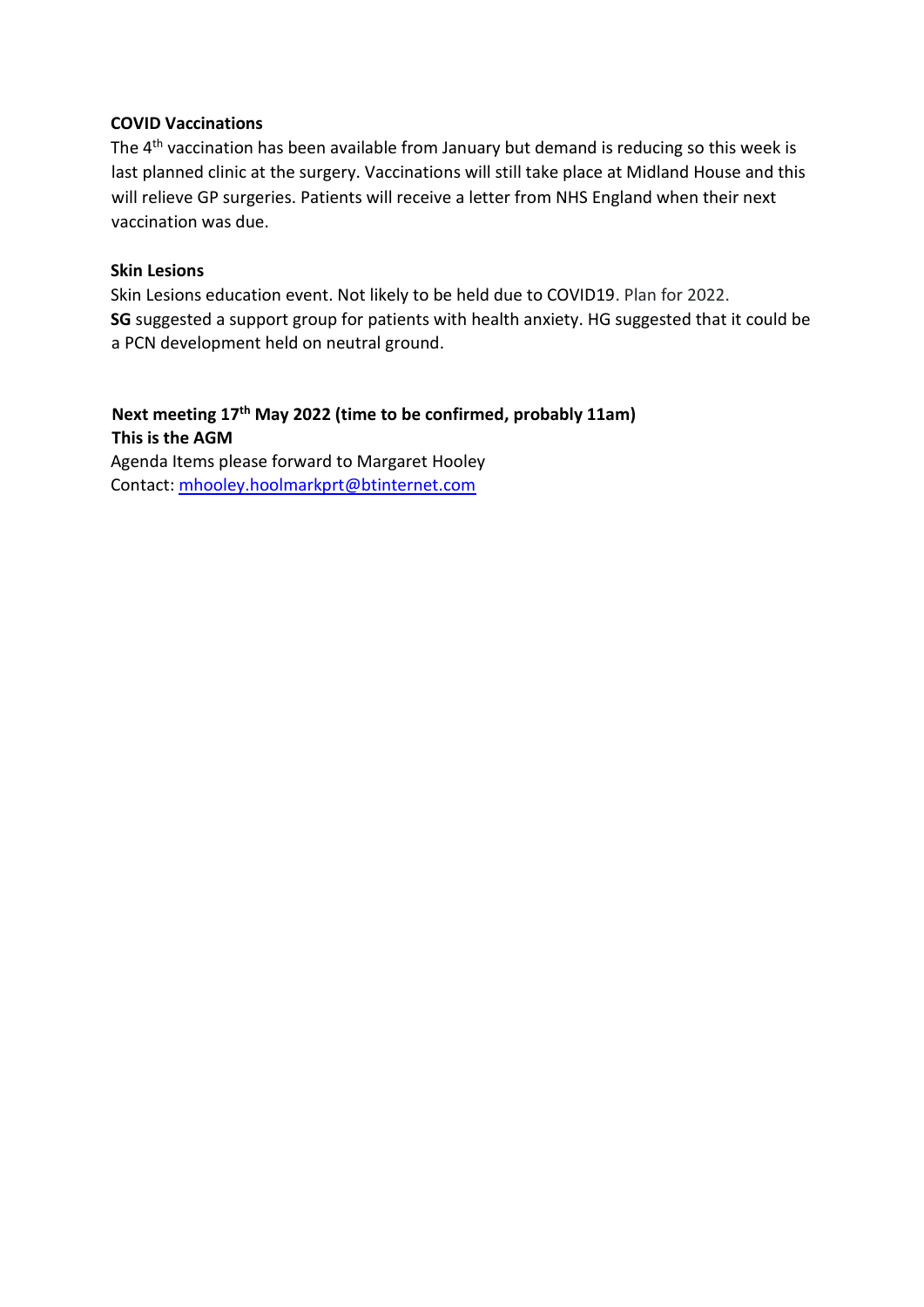**COVID Vaccinations**

The 4th vaccination has been available from January but demand is reducing so this week is last planned clinic at the surgery. Vaccinations will still take place at Midland House and this will relieve GP surgeries. Patients will receive a letter from NHS England when their next vaccination was due.

**Skin Lesions**

Skin Lesions education event. Not likely to be held due to COVID19. Plan for 2022.
**SG** suggested a support group for patients with health anxiety. HG suggested that it could be a PCN development held on neutral ground.

**Next meeting 17th May 2022 (time to be confirmed, probably 11am)**
**This is the AGM**
Agenda Items please forward to Margaret Hooley
Contact: mhooley.hoolmarkprt@btinternet.com